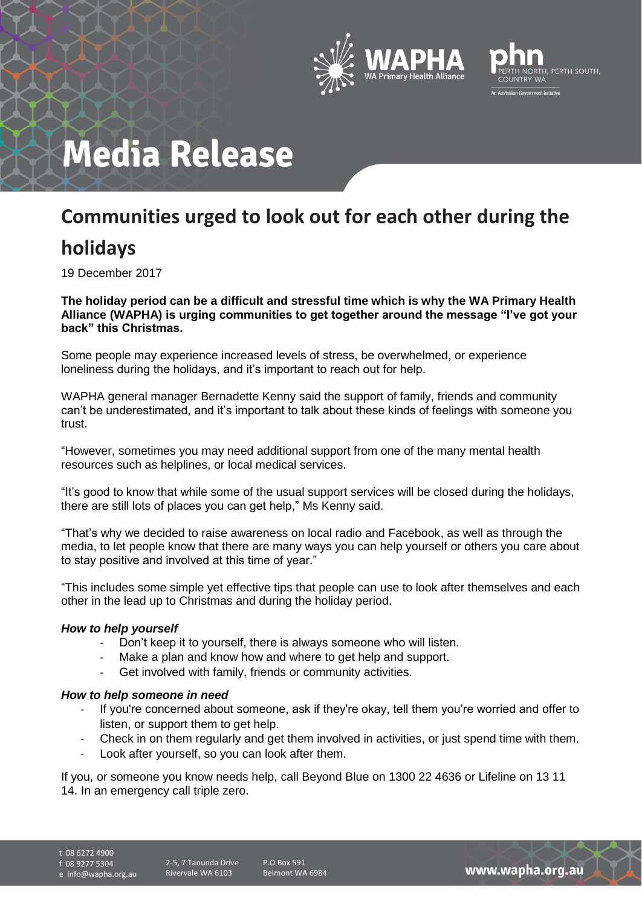# Media Release

## Communities urged to look out for each other during the holidays

19 December 2017

**The holiday period can be a difficult and stressful time which is why the WA Primary Health Alliance (WAPHA) is urging communities to get together around the message "I've got your back" this Christmas.**

Some people may experience increased levels of stress, be overwhelmed, or experience loneliness during the holidays, and it's important to reach out for help.

WAPHA general manager Bernadette Kenny said the support of family, friends and community can't be underestimated, and it's important to talk about these kinds of feelings with someone you trust.

"However, sometimes you may need additional support from one of the many mental health resources such as helplines, or local medical services.

"It's good to know that while some of the usual support services will be closed during the holidays, there are still lots of places you can get help," Ms Kenny said.

"That's why we decided to raise awareness on local radio and Facebook, as well as through the media, to let people know that there are many ways you can help yourself or others you care about to stay positive and involved at this time of year."

"This includes some simple yet effective tips that people can use to look after themselves and each other in the lead up to Christmas and during the holiday period.

***How to help yourself***

- Don't keep it to yourself, there is always someone who will listen.
- Make a plan and know how and where to get help and support.
- Get involved with family, friends or community activities.

***How to help someone in need***

- If you're concerned about someone, ask if they're okay, tell them you're worried and offer to listen, or support them to get help.
- Check in on them regularly and get them involved in activities, or just spend time with them.
- Look after yourself, so you can look after them.

If you, or someone you know needs help, call Beyond Blue on 1300 22 4636 or Lifeline on 13 11 14. In an emergency call triple zero.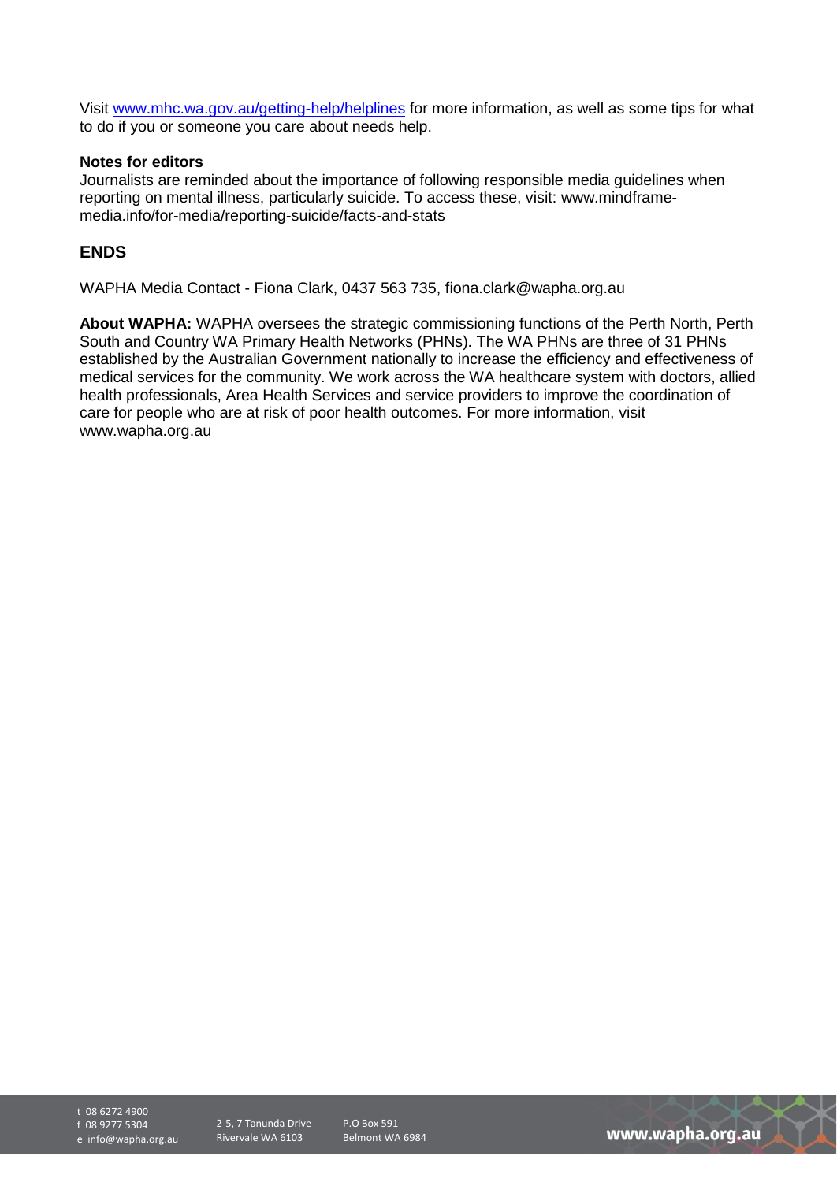Visit [www.mhc.wa.gov.au/getting-help/helplines](http://www.mhc.wa.gov.au/getting-help/helplines) for more information, as well as some tips for what to do if you or someone you care about needs help.

**Notes for editors**

Journalists are reminded about the importance of following responsible media guidelines when reporting on mental illness, particularly suicide. To access these, visit: www.mindframe-media.info/for-media/reporting-suicide/facts-and-stats

## ENDS

WAPHA Media Contact - Fiona Clark, 0437 563 735, fiona.clark@wapha.org.au

**About WAPHA:** WAPHA oversees the strategic commissioning functions of the Perth North, Perth South and Country WA Primary Health Networks (PHNs). The WA PHNs are three of 31 PHNs established by the Australian Government nationally to increase the efficiency and effectiveness of medical services for the community. We work across the WA healthcare system with doctors, allied health professionals, Area Health Services and service providers to improve the coordination of care for people who are at risk of poor health outcomes. For more information, visit www.wapha.org.au